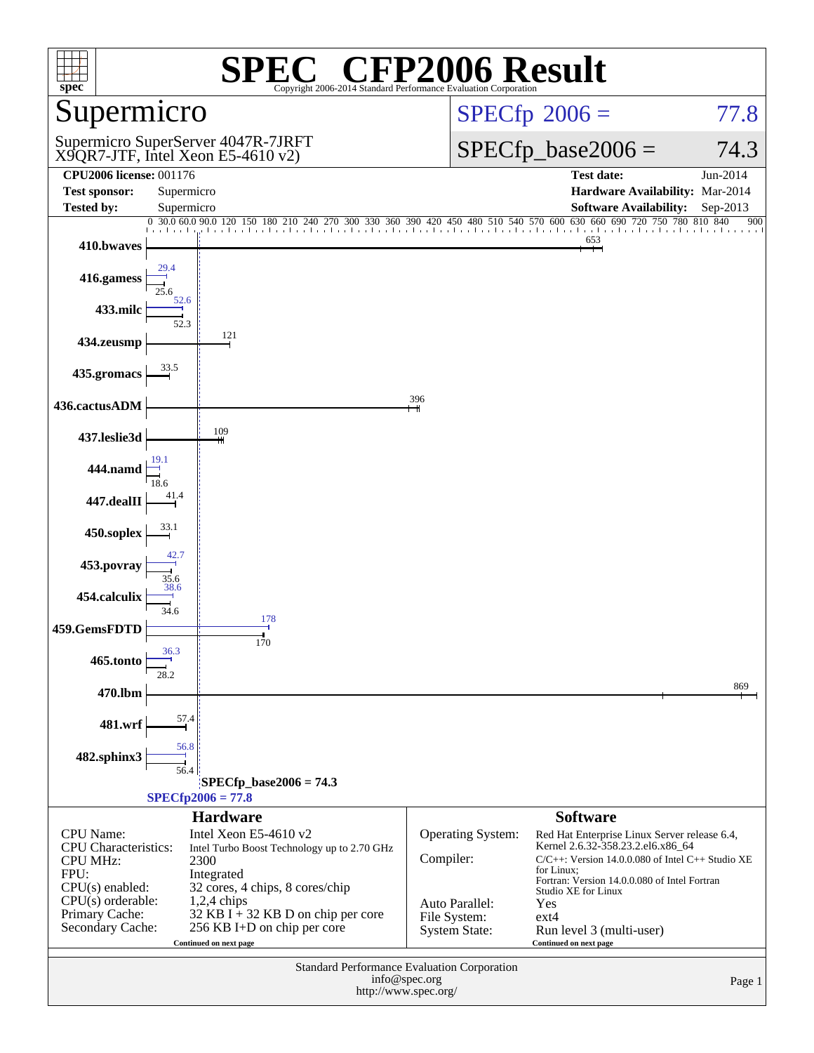# SPEC CFP2006 Result

Copyright 2006-2014 Standard Performance Evaluation Corporation

## Supermicro

Supermicro SuperServer 4047R-7JRFT
X9QR7-JTF, Intel Xeon E5-4610 v2)

SPECfp 2006 = 77.8

SPECfp_base2006 = 74.3

| | | | |
|---|---|---|---|
| **CPU2006 license:** 001176 | | **Test date:** | Jun-2014 |
| **Test sponsor:** | Supermicro | **Hardware Availability:** | Mar-2014 |
| **Tested by:** | Supermicro | **Software Availability:** | Sep-2013 |

| Benchmark | Base | Peak |
|---|---|---|
| 410.bwaves | 653 | 653 |
| 416.gamess | 25.6 | 29.4 |
| 433.milc | 52.3 | 52.6 |
| 434.zeusmp | 121 | 121 |
| 435.gromacs | 33.5 | 33.5 |
| 436.cactusADM | 396 | 396 |
| 437.leslie3d | 109 | 109 |
| 444.namd | 18.6 | 19.1 |
| 447.dealII | 41.4 | 41.4 |
| 450.soplex | 33.1 | 33.1 |
| 453.povray | 35.6 | 42.7 |
| 454.calculix | 34.6 | 38.6 |
| 459.GemsFDTD | 170 | 178 |
| 465.tonto | 28.2 | 36.3 |
| 470.lbm | 869 | 869 |
| 481.wrf | 57.4 | 57.4 |
| 482.sphinx3 | 56.4 | 56.8 |

SPECfp_base2006 = 74.3

SPECfp2006 = 77.8

### Hardware

| | |
|---|---|
| CPU Name: | Intel Xeon E5-4610 v2 |
| CPU Characteristics: | Intel Turbo Boost Technology up to 2.70 GHz |
| CPU MHz: | 2300 |
| FPU: | Integrated |
| CPU(s) enabled: | 32 cores, 4 chips, 8 cores/chip |
| CPU(s) orderable: | 1,2,4 chips |
| Primary Cache: | 32 KB I + 32 KB D on chip per core |
| Secondary Cache: | 256 KB I+D on chip per core |

Continued on next page

### Software

| | |
|---|---|
| Operating System: | Red Hat Enterprise Linux Server release 6.4, Kernel 2.6.32-358.23.2.el6.x86_64 |
| Compiler: | C/C++: Version 14.0.0.080 of Intel C++ Studio XE for Linux; Fortran: Version 14.0.0.080 of Intel Fortran Studio XE for Linux |
| Auto Parallel: | Yes |
| File System: | ext4 |
| System State: | Run level 3 (multi-user) |

Continued on next page

Standard Performance Evaluation Corporation
info@spec.org
http://www.spec.org/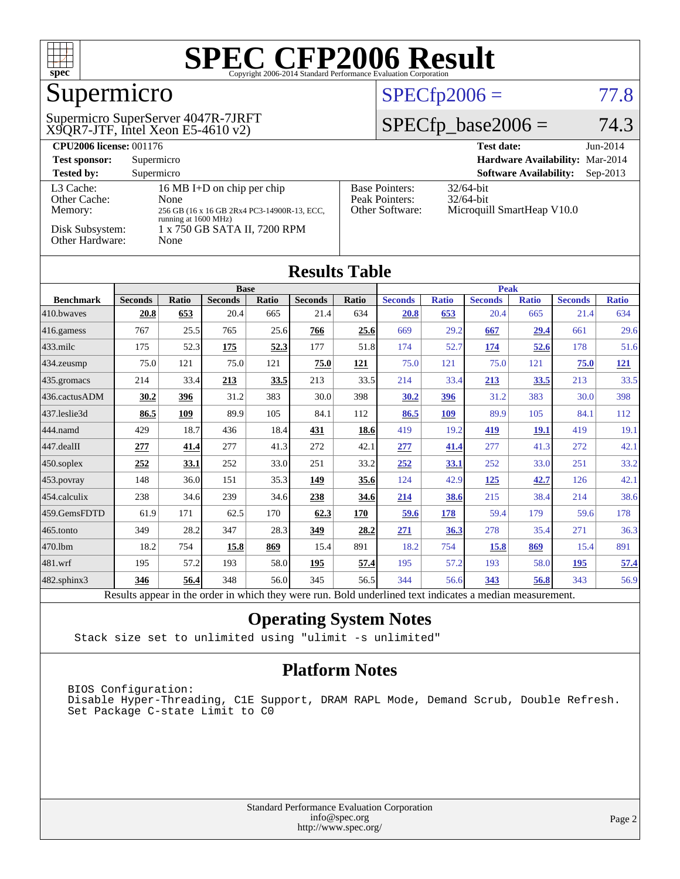# SPEC CFP2006 Result

Copyright 2006-2014 Standard Performance Evaluation Corporation

## Supermicro

Supermicro SuperServer 4047R-7JRFT
X9QR7-JTF, Intel Xeon E5-4610 v2)

SPECfp2006 = 77.8

SPECfp_base2006 = 74.3

**CPU2006 license:** 001176 **Test date:** Jun-2014

**Test sponsor:** Supermicro **Hardware Availability:** Mar-2014

**Tested by:** Supermicro **Software Availability:** Sep-2013

| | |
|---|---|
| L3 Cache: | 16 MB I+D on chip per chip |
| Other Cache: | None |
| Memory: | 256 GB (16 x 16 GB 2Rx4 PC3-14900R-13, ECC, running at 1600 MHz) |
| Disk Subsystem: | 1 x 750 GB SATA II, 7200 RPM |
| Other Hardware: | None |

| | |
|---|---|
| Base Pointers: | 32/64-bit |
| Peak Pointers: | 32/64-bit |
| Other Software: | Microquill SmartHeap V10.0 |

## Results Table

| Benchmark | Base | | | | | | Peak | | | | | |
|---|---|---|---|---|---|---|---|---|---|---|---|---|
| | Seconds | Ratio | Seconds | Ratio | Seconds | Ratio | Seconds | Ratio | Seconds | Ratio | Seconds | Ratio |
| 410.bwaves | **20.8** | **653** | 20.4 | 665 | 21.4 | 634 | **20.8** | **653** | 20.4 | 665 | 21.4 | 634 |
| 416.gamess | 767 | 25.5 | 765 | 25.6 | **766** | **25.6** | 669 | 29.2 | **667** | **29.4** | 661 | 29.6 |
| 433.milc | 175 | 52.3 | **175** | **52.3** | 177 | 51.8 | 174 | 52.7 | **174** | **52.6** | 178 | 51.6 |
| 434.zeusmp | 75.0 | 121 | 75.0 | 121 | **75.0** | **121** | 75.0 | 121 | 75.0 | 121 | **75.0** | **121** |
| 435.gromacs | 214 | 33.4 | **213** | **33.5** | 213 | 33.5 | 214 | 33.4 | **213** | **33.5** | 213 | 33.5 |
| 436.cactusADM | **30.2** | **396** | 31.2 | 383 | 30.0 | 398 | **30.2** | **396** | 31.2 | 383 | 30.0 | 398 |
| 437.leslie3d | **86.5** | **109** | 89.9 | 105 | 84.1 | 112 | **86.5** | **109** | 89.9 | 105 | 84.1 | 112 |
| 444.namd | 429 | 18.7 | 436 | 18.4 | **431** | **18.6** | 419 | 19.2 | **419** | **19.1** | 419 | 19.1 |
| 447.dealII | **277** | **41.4** | 277 | 41.3 | 272 | 42.1 | **277** | **41.4** | 277 | 41.3 | 272 | 42.1 |
| 450.soplex | **252** | **33.1** | 252 | 33.0 | 251 | 33.2 | **252** | **33.1** | 252 | 33.0 | 251 | 33.2 |
| 453.povray | 148 | 36.0 | 151 | 35.3 | **149** | **35.6** | 124 | 42.9 | **125** | **42.7** | 126 | 42.1 |
| 454.calculix | 238 | 34.6 | 239 | 34.6 | **238** | **34.6** | **214** | **38.6** | 215 | 38.4 | 214 | 38.6 |
| 459.GemsFDTD | 61.9 | 171 | 62.5 | 170 | **62.3** | **170** | **59.6** | **178** | 59.4 | 179 | 59.6 | 178 |
| 465.tonto | 349 | 28.2 | 347 | 28.3 | **349** | **28.2** | **271** | **36.3** | 278 | 35.4 | 271 | 36.3 |
| 470.lbm | 18.2 | 754 | **15.8** | **869** | 15.4 | 891 | 18.2 | 754 | **15.8** | **869** | 15.4 | 891 |
| 481.wrf | 195 | 57.2 | 193 | 58.0 | **195** | **57.4** | 195 | 57.2 | 193 | 58.0 | **195** | **57.4** |
| 482.sphinx3 | **346** | **56.4** | 348 | 56.0 | 345 | 56.5 | 344 | 56.6 | **343** | **56.8** | 343 | 56.9 |

Results appear in the order in which they were run. Bold underlined text indicates a median measurement.

## Operating System Notes

```
Stack size set to unlimited using "ulimit -s unlimited"
```

## Platform Notes

```
BIOS Configuration:
Disable Hyper-Threading, C1E Support, DRAM RAPL Mode, Demand Scrub, Double Refresh.
Set Package C-state Limit to C0
```

Standard Performance Evaluation Corporation
info@spec.org
http://www.spec.org/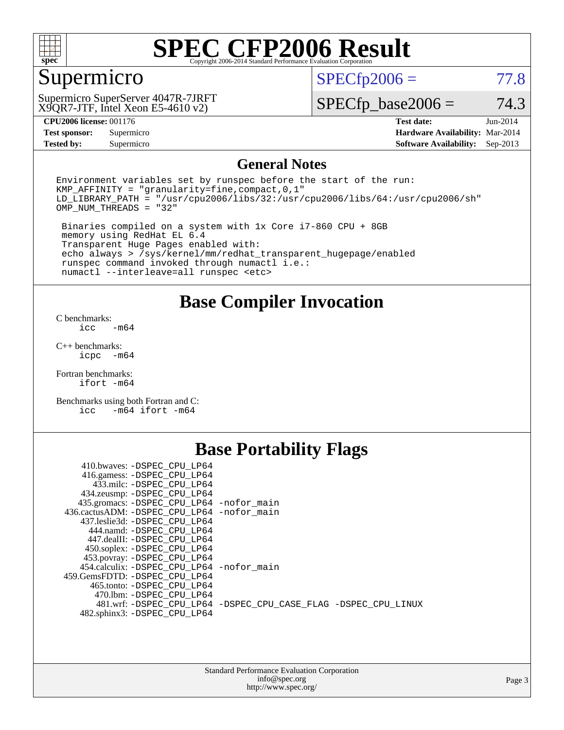# SPEC CFP2006 Result

Copyright 2006-2014 Standard Performance Evaluation Corporation

## Supermicro

Supermicro SuperServer 4047R-7JRFT
X9QR7-JTF, Intel Xeon E5-4610 v2)

SPECfp2006 = 77.8

SPECfp_base2006 = 74.3

| | | | |
|---|---|---|---|
| **CPU2006 license:** | 001176 | **Test date:** | Jun-2014 |
| **Test sponsor:** | Supermicro | **Hardware Availability:** | Mar-2014 |
| **Tested by:** | Supermicro | **Software Availability:** | Sep-2013 |

## General Notes

```
Environment variables set by runspec before the start of the run:
KMP_AFFINITY = "granularity=fine,compact,0,1"
LD_LIBRARY_PATH = "/usr/cpu2006/libs/32:/usr/cpu2006/libs/64:/usr/cpu2006/sh"
OMP_NUM_THREADS = "32"

 Binaries compiled on a system with 1x Core i7-860 CPU + 8GB
 memory using RedHat EL 6.4
 Transparent Huge Pages enabled with:
 echo always > /sys/kernel/mm/redhat_transparent_hugepage/enabled
 runspec command invoked through numactl i.e.:
 numactl --interleave=all runspec <etc>
```

## Base Compiler Invocation

C benchmarks:
```
icc   -m64
```

C++ benchmarks:
```
icpc  -m64
```

Fortran benchmarks:
```
ifort -m64
```

Benchmarks using both Fortran and C:
```
icc   -m64 ifort -m64
```

## Base Portability Flags

| Benchmark | Flags |
|---|---|
| 410.bwaves: | -DSPEC_CPU_LP64 |
| 416.gamess: | -DSPEC_CPU_LP64 |
| 433.milc: | -DSPEC_CPU_LP64 |
| 434.zeusmp: | -DSPEC_CPU_LP64 |
| 435.gromacs: | -DSPEC_CPU_LP64 -nofor_main |
| 436.cactusADM: | -DSPEC_CPU_LP64 -nofor_main |
| 437.leslie3d: | -DSPEC_CPU_LP64 |
| 444.namd: | -DSPEC_CPU_LP64 |
| 447.dealII: | -DSPEC_CPU_LP64 |
| 450.soplex: | -DSPEC_CPU_LP64 |
| 453.povray: | -DSPEC_CPU_LP64 |
| 454.calculix: | -DSPEC_CPU_LP64 -nofor_main |
| 459.GemsFDTD: | -DSPEC_CPU_LP64 |
| 465.tonto: | -DSPEC_CPU_LP64 |
| 470.lbm: | -DSPEC_CPU_LP64 |
| 481.wrf: | -DSPEC_CPU_LP64 -DSPEC_CPU_CASE_FLAG -DSPEC_CPU_LINUX |
| 482.sphinx3: | -DSPEC_CPU_LP64 |

Standard Performance Evaluation Corporation
info@spec.org
http://www.spec.org/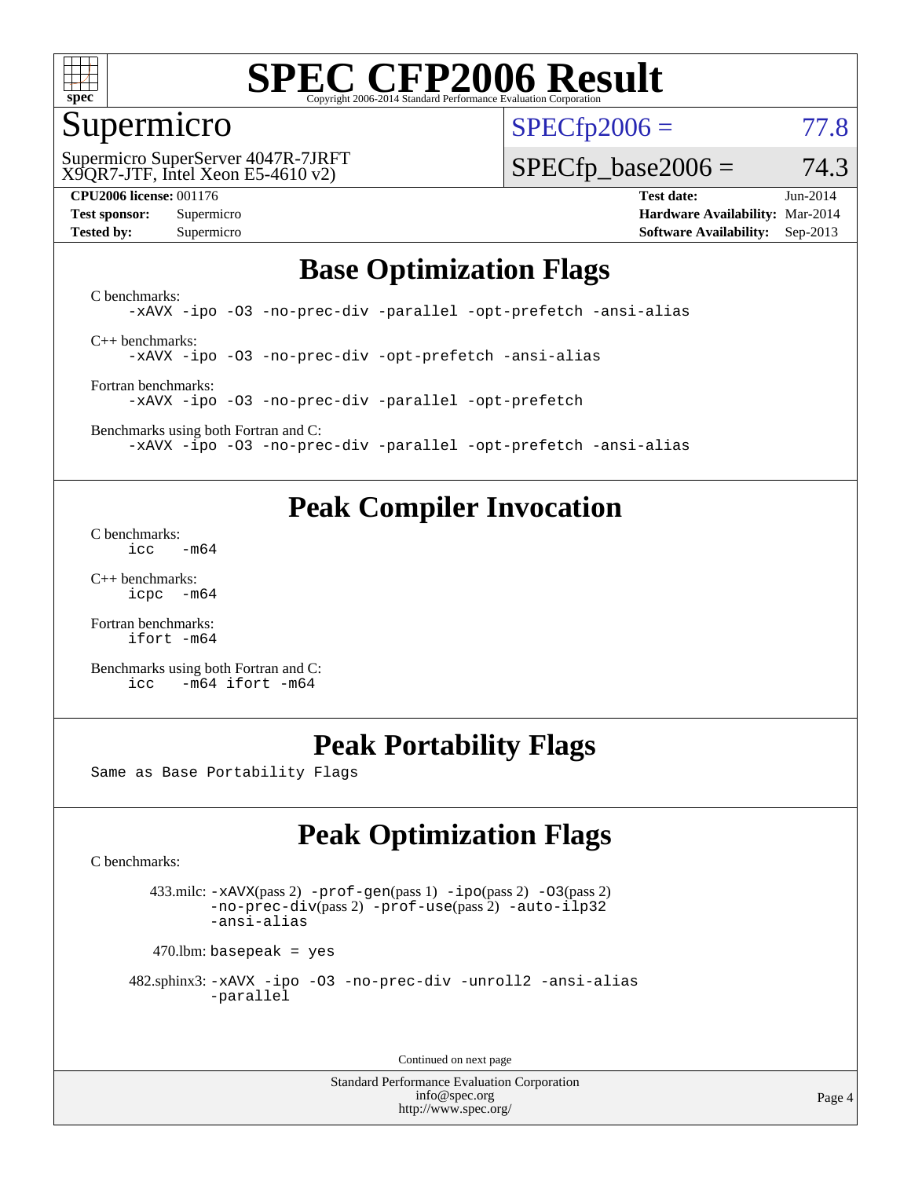# SPEC CFP2006 Result

Copyright 2006-2014 Standard Performance Evaluation Corporation

## Supermicro

Supermicro SuperServer 4047R-7JRFT
X9QR7-JTF, Intel Xeon E5-4610 v2)

SPECfp2006 = 77.8

SPECfp_base2006 = 74.3

**CPU2006 license:** 001176
**Test sponsor:** Supermicro
**Tested by:** Supermicro

**Test date:** Jun-2014
**Hardware Availability:** Mar-2014
**Software Availability:** Sep-2013

## Base Optimization Flags

C benchmarks:

```
-xAVX -ipo -O3 -no-prec-div -parallel -opt-prefetch -ansi-alias
```

C++ benchmarks:

```
-xAVX -ipo -O3 -no-prec-div -opt-prefetch -ansi-alias
```

Fortran benchmarks:

```
-xAVX -ipo -O3 -no-prec-div -parallel -opt-prefetch
```

Benchmarks using both Fortran and C:

```
-xAVX -ipo -O3 -no-prec-div -parallel -opt-prefetch -ansi-alias
```

## Peak Compiler Invocation

C benchmarks:

```
icc   -m64
```

C++ benchmarks:

```
icpc  -m64
```

Fortran benchmarks:

```
ifort -m64
```

Benchmarks using both Fortran and C:

```
icc   -m64 ifort -m64
```

## Peak Portability Flags

Same as Base Portability Flags

## Peak Optimization Flags

C benchmarks:

433.milc: -xAVX(pass 2) -prof-gen(pass 1) -ipo(pass 2) -O3(pass 2) -no-prec-div(pass 2) -prof-use(pass 2) -auto-ilp32 -ansi-alias

470.lbm: basepeak = yes

482.sphinx3: -xAVX -ipo -O3 -no-prec-div -unroll2 -ansi-alias -parallel

Continued on next page

Standard Performance Evaluation Corporation
info@spec.org
http://www.spec.org/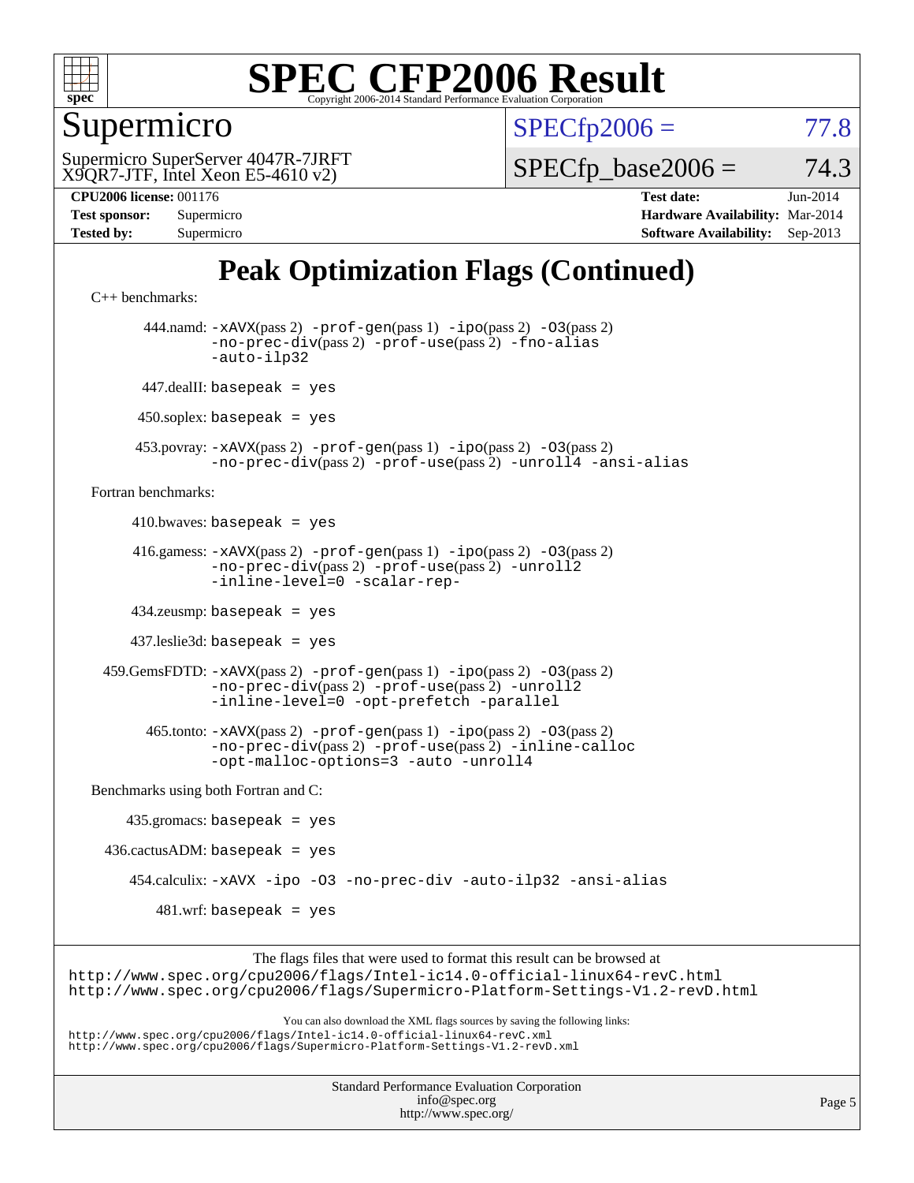# SPEC CFP2006 Result

Copyright 2006-2014 Standard Performance Evaluation Corporation

## Supermicro

Supermicro SuperServer 4047R-7JRFT
X9QR7-JTF, Intel Xeon E5-4610 v2)

SPECfp2006 = 77.8

SPECfp_base2006 = 74.3

**CPU2006 license:** 001176
**Test sponsor:** Supermicro
**Tested by:** Supermicro

**Test date:** Jun-2014
**Hardware Availability:** Mar-2014
**Software Availability:** Sep-2013

# Peak Optimization Flags (Continued)

C++ benchmarks:

444.namd: -xAVX(pass 2) -prof-gen(pass 1) -ipo(pass 2) -O3(pass 2) -no-prec-div(pass 2) -prof-use(pass 2) -fno-alias -auto-ilp32

447.dealII: basepeak = yes

450.soplex: basepeak = yes

453.povray: -xAVX(pass 2) -prof-gen(pass 1) -ipo(pass 2) -O3(pass 2) -no-prec-div(pass 2) -prof-use(pass 2) -unroll4 -ansi-alias

Fortran benchmarks:

410.bwaves: basepeak = yes

416.gamess: -xAVX(pass 2) -prof-gen(pass 1) -ipo(pass 2) -O3(pass 2) -no-prec-div(pass 2) -prof-use(pass 2) -unroll2 -inline-level=0 -scalar-rep-

434.zeusmp: basepeak = yes

437.leslie3d: basepeak = yes

459.GemsFDTD: -xAVX(pass 2) -prof-gen(pass 1) -ipo(pass 2) -O3(pass 2) -no-prec-div(pass 2) -prof-use(pass 2) -unroll2 -inline-level=0 -opt-prefetch -parallel

465.tonto: -xAVX(pass 2) -prof-gen(pass 1) -ipo(pass 2) -O3(pass 2) -no-prec-div(pass 2) -prof-use(pass 2) -inline-calloc -opt-malloc-options=3 -auto -unroll4

Benchmarks using both Fortran and C:

435.gromacs: basepeak = yes

436.cactusADM: basepeak = yes

454.calculix: -xAVX -ipo -O3 -no-prec-div -auto-ilp32 -ansi-alias

481.wrf: basepeak = yes

The flags files that were used to format this result can be browsed at
http://www.spec.org/cpu2006/flags/Intel-ic14.0-official-linux64-revC.html
http://www.spec.org/cpu2006/flags/Supermicro-Platform-Settings-V1.2-revD.html

You can also download the XML flags sources by saving the following links:
http://www.spec.org/cpu2006/flags/Intel-ic14.0-official-linux64-revC.xml
http://www.spec.org/cpu2006/flags/Supermicro-Platform-Settings-V1.2-revD.xml

Standard Performance Evaluation Corporation
info@spec.org
http://www.spec.org/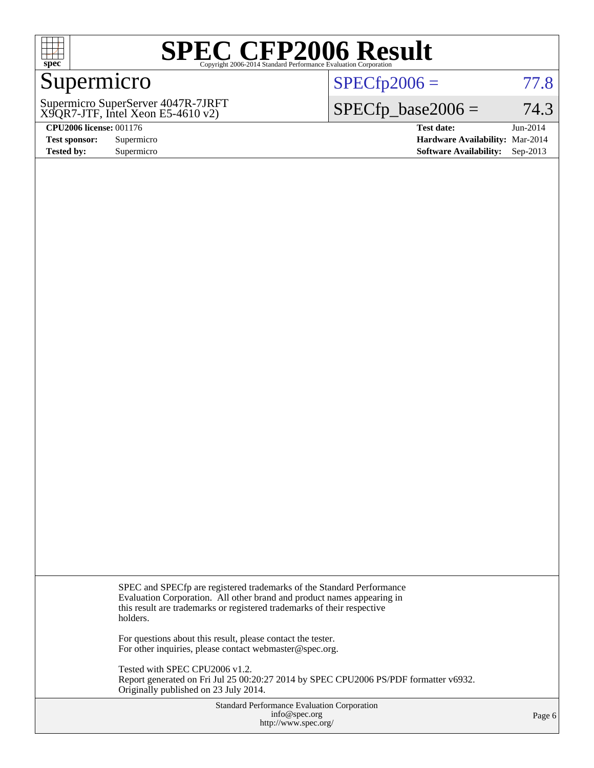SPEC and SPECfp are registered trademarks of the Standard Performance Evaluation Corporation. All other brand and product names appearing in this result are trademarks or registered trademarks of their respective holders.

For questions about this result, please contact the tester.
For other inquiries, please contact webmaster@spec.org.

Tested with SPEC CPU2006 v1.2.
Report generated on Fri Jul 25 00:20:27 2014 by SPEC CPU2006 PS/PDF formatter v6932.
Originally published on 23 July 2014.